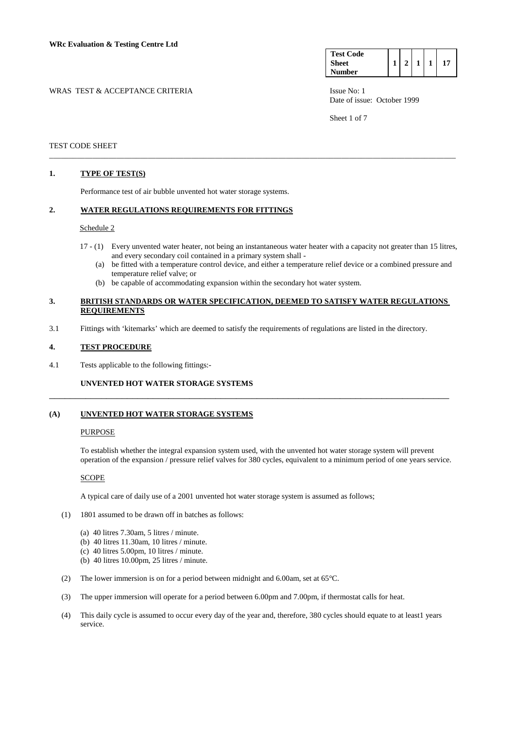**WRc Evaluation & Testing Centre Ltd**

| Test Code Sheet Number | 1 | 2 | 1 | 1 | 17 |
|---|---|---|---|---|---|

WRAS TEST & ACCEPTANCE CRITERIA

Issue No: 1
Date of issue: October 1999

TEST CODE SHEET

## 1. TYPE OF TEST(S)

Performance test of air bubble unvented hot water storage systems.

## 2. WATER REGULATIONS REQUIREMENTS FOR FITTINGS

Schedule 2

17 - (1) Every unvented water heater, not being an instantaneous water heater with a capacity not greater than 15 litres, and every secondary coil contained in a primary system shall -

(a) be fitted with a temperature control device, and either a temperature relief device or a combined pressure and temperature relief valve; or

(b) be capable of accommodating expansion within the secondary hot water system.

## 3. BRITISH STANDARDS OR WATER SPECIFICATION, DEEMED TO SATISFY WATER REGULATIONS REQUIREMENTS

3.1 Fittings with 'kitemarks' which are deemed to satisfy the requirements of regulations are listed in the directory.

## 4. TEST PROCEDURE

4.1 Tests applicable to the following fittings:-

**UNVENTED HOT WATER STORAGE SYSTEMS**

## (A) UNVENTED HOT WATER STORAGE SYSTEMS

PURPOSE

To establish whether the integral expansion system used, with the unvented hot water storage system will prevent operation of the expansion / pressure relief valves for 380 cycles, equivalent to a minimum period of one years service.

SCOPE

A typical care of daily use of a 2001 unvented hot water storage system is assumed as follows;

(1) 1801 assumed to be drawn off in batches as follows:

- (a) 40 litres 7.30am, 5 litres / minute.
- (b) 40 litres 11.30am, 10 litres / minute.
- (c) 40 litres 5.00pm, 10 litres / minute.
- (b) 40 litres 10.00pm, 25 litres / minute.

(2) The lower immersion is on for a period between midnight and 6.00am, set at 65°C.

(3) The upper immersion will operate for a period between 6.00pm and 7.00pm, if thermostat calls for heat.

(4) This daily cycle is assumed to occur every day of the year and, therefore, 380 cycles should equate to at least1 years service.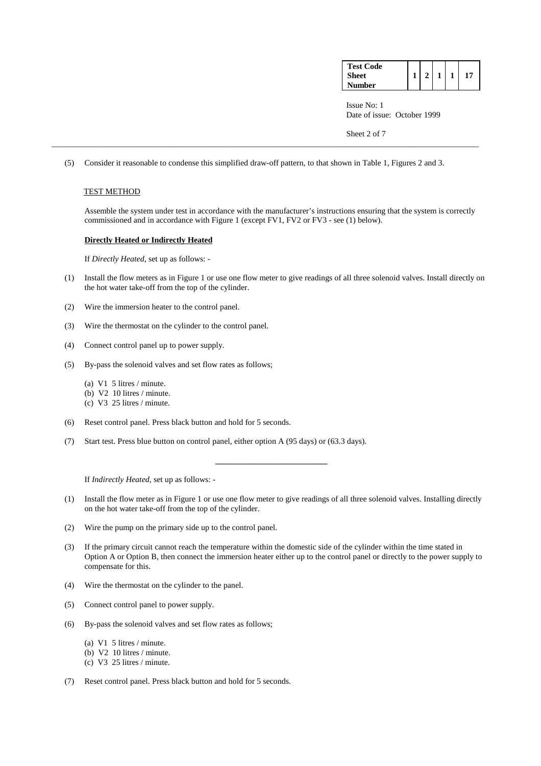(5) Consider it reasonable to condense this simplified draw-off pattern, to that shown in Table 1, Figures 2 and 3.

TEST METHOD

Assemble the system under test in accordance with the manufacturer's instructions ensuring that the system is correctly commissioned and in accordance with Figure 1 (except FV1, FV2 or FV3 - see (1) below).

**Directly Heated or Indirectly Heated**

If *Directly Heated,* set up as follows: -

(1) Install the flow meters as in Figure 1 or use one flow meter to give readings of all three solenoid valves. Install directly on the hot water take-off from the top of the cylinder.

(2) Wire the immersion heater to the control panel.

(3) Wire the thermostat on the cylinder to the control panel.

(4) Connect control panel up to power supply.

(5) By-pass the solenoid valves and set flow rates as follows;

(a) V1 5 litres / minute.
(b) V2 10 litres / minute.
(c) V3 25 litres / minute.

(6) Reset control panel. Press black button and hold for 5 seconds.

(7) Start test. Press blue button on control panel, either option A (95 days) or (63.3 days).

---

If *Indirectly Heated,* set up as follows: -

(1) Install the flow meter as in Figure 1 or use one flow meter to give readings of all three solenoid valves. Installing directly on the hot water take-off from the top of the cylinder.

(2) Wire the pump on the primary side up to the control panel.

(3) If the primary circuit cannot reach the temperature within the domestic side of the cylinder within the time stated in Option A or Option B, then connect the immersion heater either up to the control panel or directly to the power supply to compensate for this.

(4) Wire the thermostat on the cylinder to the panel.

(5) Connect control panel to power supply.

(6) By-pass the solenoid valves and set flow rates as follows;

(a) V1 5 litres / minute.
(b) V2 10 litres / minute.
(c) V3 25 litres / minute.

(7) Reset control panel. Press black button and hold for 5 seconds.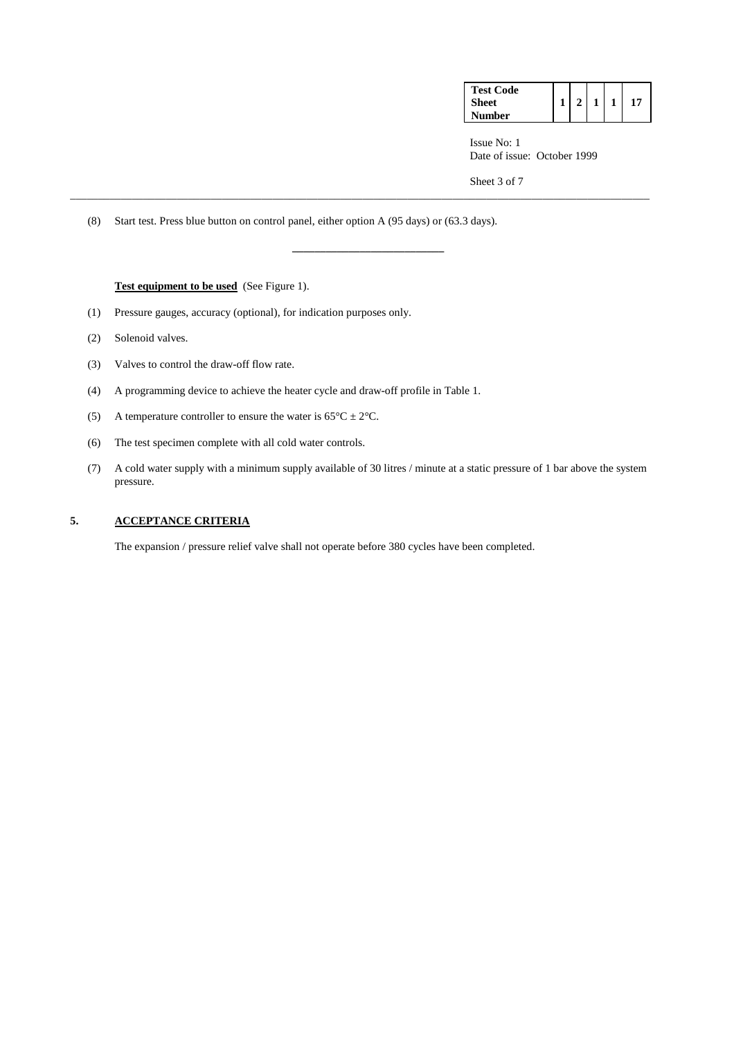(8) Start test. Press blue button on control panel, either option A (95 days) or (63.3 days).

---

**Test equipment to be used** (See Figure 1).

(1) Pressure gauges, accuracy (optional), for indication purposes only.

(2) Solenoid valves.

(3) Valves to control the draw-off flow rate.

(4) A programming device to achieve the heater cycle and draw-off profile in Table 1.

(5) A temperature controller to ensure the water is $65°C \pm 2°C$.

(6) The test specimen complete with all cold water controls.

(7) A cold water supply with a minimum supply available of 30 litres / minute at a static pressure of 1 bar above the system pressure.

## 5. ACCEPTANCE CRITERIA

The expansion / pressure relief valve shall not operate before 380 cycles have been completed.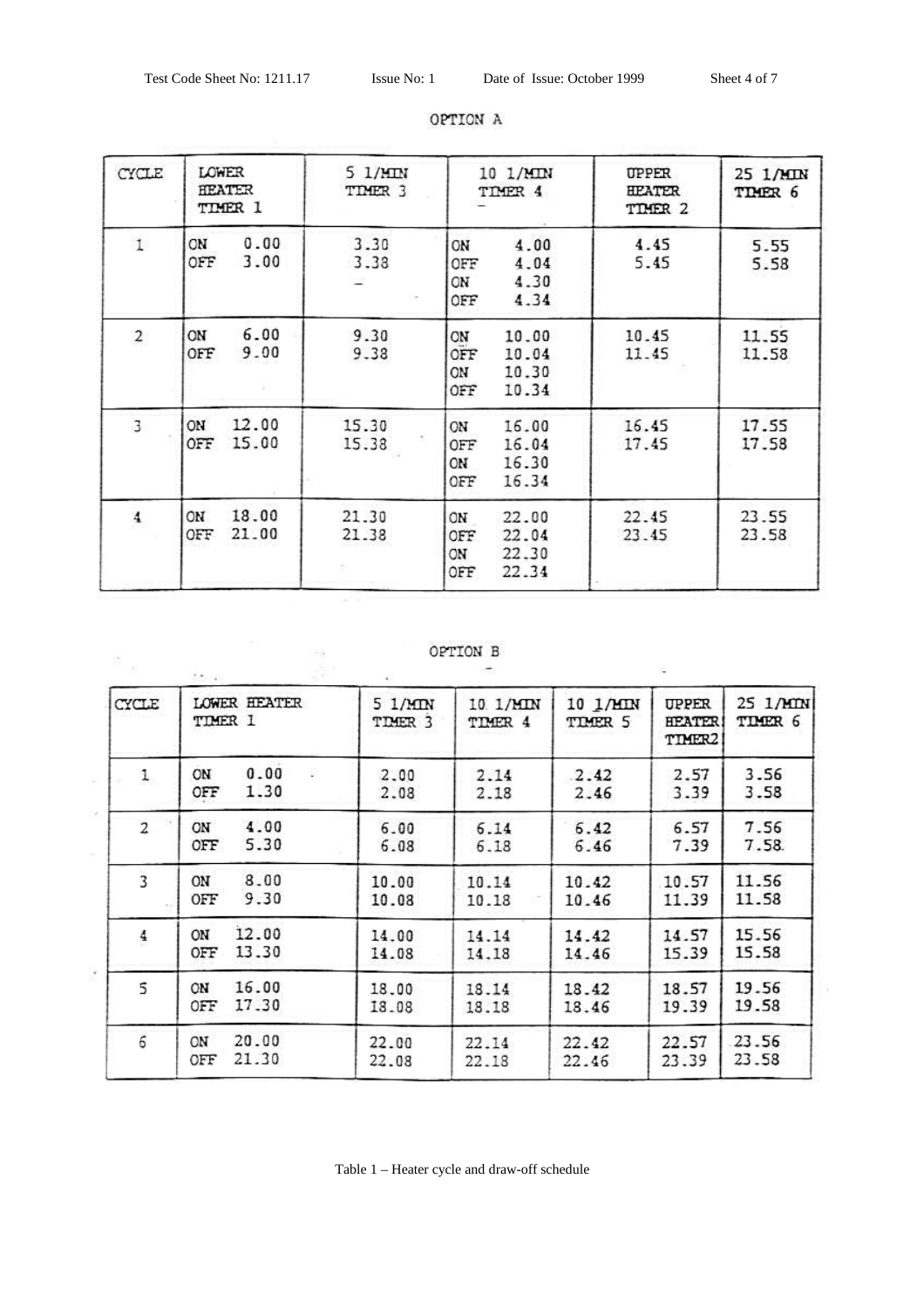OPTION A

| CYCLE | LOWER HEATER TIMER 1 | 5 1/MIN TIMER 3 | 10 1/MIN TIMER 4 | UPPER HEATER TIMER 2 | 25 1/MIN TIMER 6 |
|---|---|---|---|---|---|
| 1 | ON 0.00<br>OFF 3.00 | 3.30<br>3.38 | ON 4.00<br>OFF 4.04<br>ON 4.30<br>OFF 4.34 | 4.45<br>5.45 | 5.55<br>5.58 |
| 2 | ON 6.00<br>OFF 9.00 | 9.30<br>9.38 | ON 10.00<br>OFF 10.04<br>ON 10.30<br>OFF 10.34 | 10.45<br>11.45 | 11.55<br>11.58 |
| 3 | ON 12.00<br>OFF 15.00 | 15.30<br>15.38 | ON 16.00<br>OFF 16.04<br>ON 16.30<br>OFF 16.34 | 16.45<br>17.45 | 17.55<br>17.58 |
| 4 | ON 18.00<br>OFF 21.00 | 21.30<br>21.38 | ON 22.00<br>OFF 22.04<br>ON 22.30<br>OFF 22.34 | 22.45<br>23.45 | 23.55<br>23.58 |

OPTION B

| CYCLE | LOWER HEATER TIMER 1 | 5 1/MIN TIMER 3 | 10 1/MIN TIMER 4 | 10 1/MIN TIMER 5 | UPPER HEATER TIMER2 | 25 1/MIN TIMER 6 |
|---|---|---|---|---|---|---|
| 1 | ON 0.00<br>OFF 1.30 | 2.00<br>2.08 | 2.14<br>2.18 | 2.42<br>2.46 | 2.57<br>3.39 | 3.56<br>3.58 |
| 2 | ON 4.00<br>OFF 5.30 | 6.00<br>6.08 | 6.14<br>6.18 | 6.42<br>6.46 | 6.57<br>7.39 | 7.56<br>7.58 |
| 3 | ON 8.00<br>OFF 9.30 | 10.00<br>10.08 | 10.14<br>10.18 | 10.42<br>10.46 | 10.57<br>11.39 | 11.56<br>11.58 |
| 4 | ON 12.00<br>OFF 13.30 | 14.00<br>14.08 | 14.14<br>14.18 | 14.42<br>14.46 | 14.57<br>15.39 | 15.56<br>15.58 |
| 5 | ON 16.00<br>OFF 17.30 | 18.00<br>18.08 | 18.14<br>18.18 | 18.42<br>18.46 | 18.57<br>19.39 | 19.56<br>19.58 |
| 6 | ON 20.00<br>OFF 21.30 | 22.00<br>22.08 | 22.14<br>22.18 | 22.42<br>22.46 | 22.57<br>23.39 | 23.56<br>23.58 |

Table 1 – Heater cycle and draw-off schedule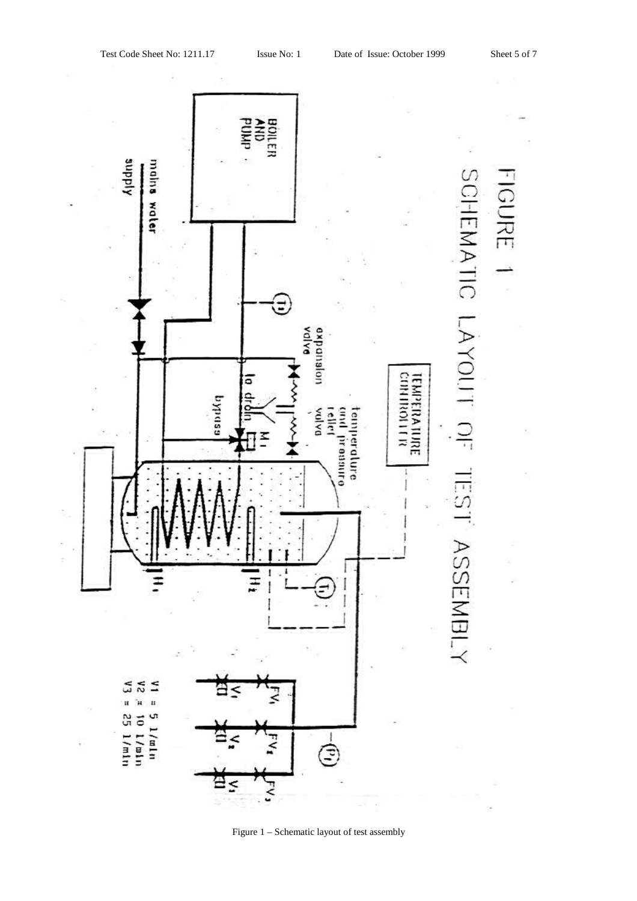# FIGURE 1

## SCHEMATIC LAYOUT OF TEST ASSEMBLY

BOILER AND PUMP

mains water supply

expansion valve

temperature and pressure relief valve

TEMPERATURE CONTROLLER

to drain

bypass

$M_1$

$T_2$

$T_1$

$H_1$

$H_2$

$P_1$

$FV_1$ $FV_2$ $FV_3$

$V_1$ $V_2$ $V_3$

V1 = 5 l/min
V2 = 10 l/min
V3 = 25 l/min

Figure 1 – Schematic layout of test assembly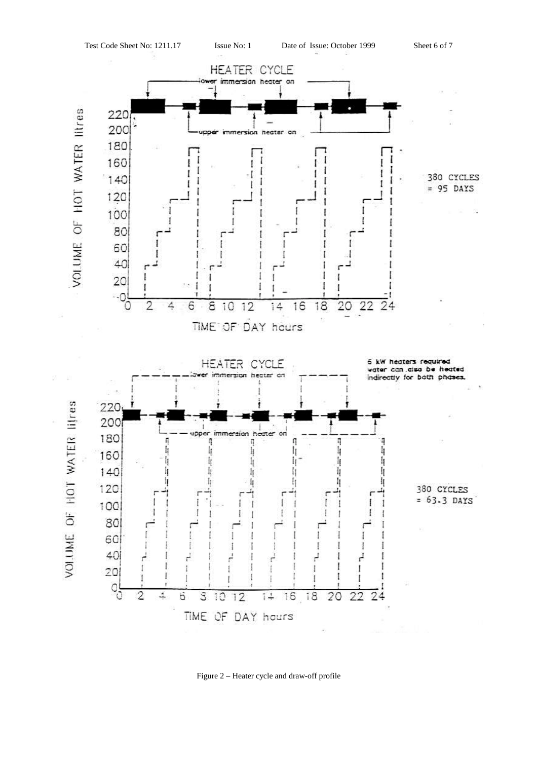HEATER CYCLE

lower immersion heater on

upper immersion heater on

VOLUME OF HOT WATER litres

TIME OF DAY hours

380 CYCLES
= 95 DAYS

HEATER CYCLE

lower immersion heater on

upper immersion heater on

6 kW heaters required
water can also be heated
indirectly for both phases.

VOLUME OF HOT WATER litres

TIME OF DAY hours

380 CYCLES
= 63.3 DAYS

Figure 2 – Heater cycle and draw-off profile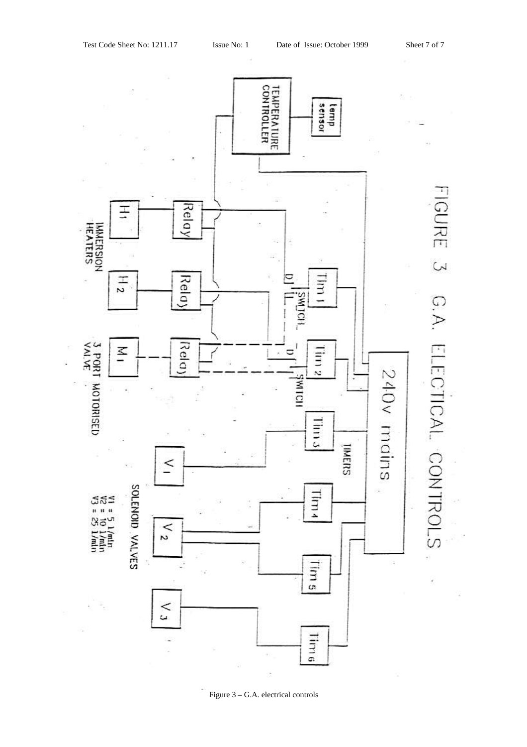FIGURE 3 G.A. ELECTICAL CONTROLS

temp sensor

TEMPERATURE CONTROLLER

240v mains

Relay

Relay

Relay

H1

H2

M1

IMMERSION HEATERS

3 PORT MOTORISED VALVE

Tim 1

Tim 2

Tim 3

Tim 4

Tim 5

Tim 6

SWITCH

SWITCH

TIMERS

V1

V2

V3

SOLENOID VALVES

V1 = 5 l/min
V2 = 10 l/min
V3 = 25 l/min

Figure 3 – G.A. electrical controls